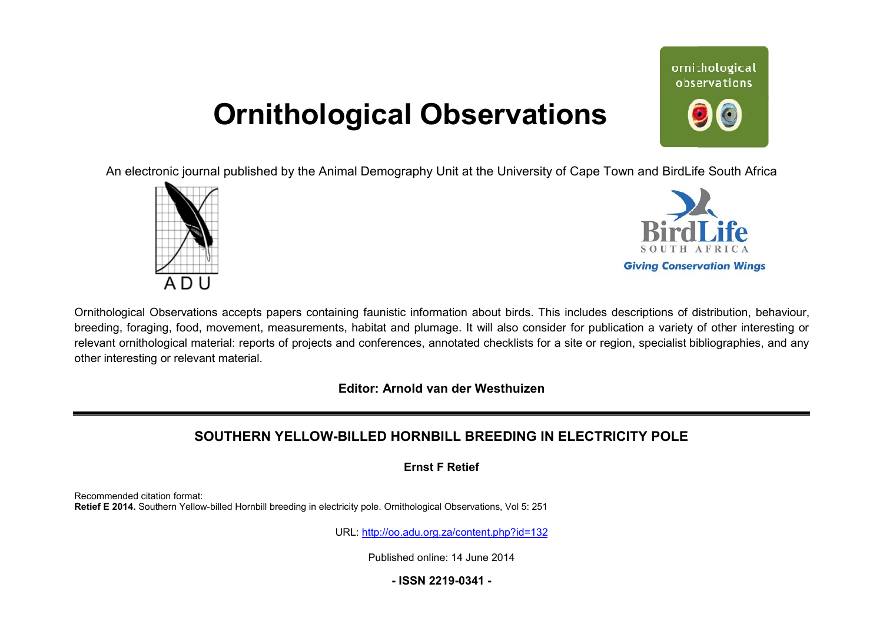# Ornithological Observations

An electronic journal published by the Animal Demography Unit at the University of Cape Town and BirdLife South Africa

Ornithological Observations accepts papers containing faunistic information about birds. This includes descriptions of distribution, behaviour, breeding, foraging, food, movement, measurements, habitat and plumage. It will also consider for publication a variety of other interesting or relevant ornithological material: reports of projects and conferences, annotated checklists for a site or region, specialist bibliographies, and any other interesting or relevant material.

**Editor: Arnold van der Westhuizen**

---

## SOUTHERN YELLOW-BILLED HORNBILL BREEDING IN ELECTRICITY POLE

**Ernst F Retief**

Recommended citation format:
**Retief E 2014.** Southern Yellow-billed Hornbill breeding in electricity pole. Ornithological Observations, Vol 5: 251

URL: http://oo.adu.org.za/content.php?id=132

Published online: 14 June 2014

**- ISSN 2219-0341 -**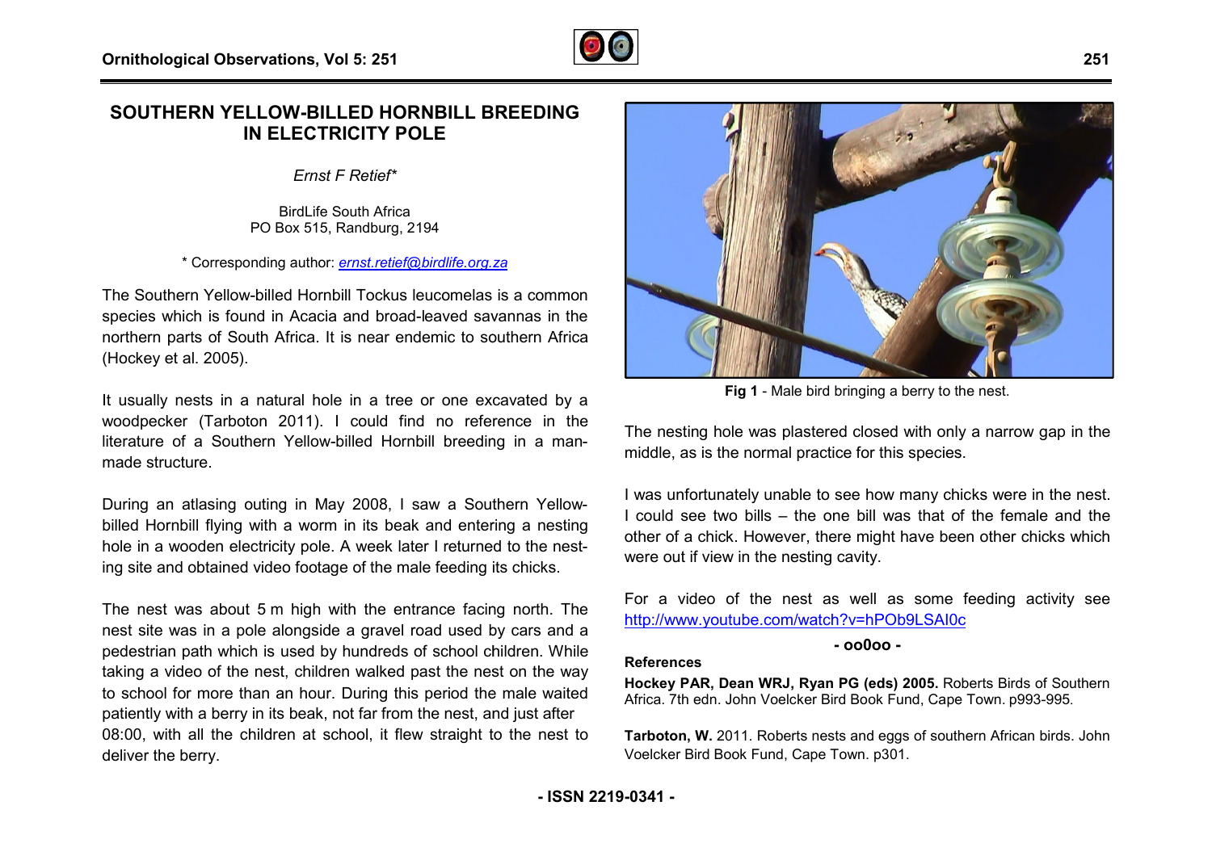# SOUTHERN YELLOW-BILLED HORNBILL BREEDING IN ELECTRICITY POLE

*Ernst F Retief\**

BirdLife South Africa
PO Box 515, Randburg, 2194

\* Corresponding author: *ernst.retief@birdlife.org.za*

The Southern Yellow-billed Hornbill Tockus leucomelas is a common species which is found in Acacia and broad-leaved savannas in the northern parts of South Africa. It is near endemic to southern Africa (Hockey et al. 2005).

It usually nests in a natural hole in a tree or one excavated by a woodpecker (Tarboton 2011). I could find no reference in the literature of a Southern Yellow-billed Hornbill breeding in a man-made structure.

During an atlasing outing in May 2008, I saw a Southern Yellow-billed Hornbill flying with a worm in its beak and entering a nesting hole in a wooden electricity pole. A week later I returned to the nesting site and obtained video footage of the male feeding its chicks.

The nest was about 5 m high with the entrance facing north. The nest site was in a pole alongside a gravel road used by cars and a pedestrian path which is used by hundreds of school children. While taking a video of the nest, children walked past the nest on the way to school for more than an hour. During this period the male waited patiently with a berry in its beak, not far from the nest, and just after 08:00, with all the children at school, it flew straight to the nest to deliver the berry.

**Fig 1** - Male bird bringing a berry to the nest.

The nesting hole was plastered closed with only a narrow gap in the middle, as is the normal practice for this species.

I was unfortunately unable to see how many chicks were in the nest. I could see two bills – the one bill was that of the female and the other of a chick. However, there might have been other chicks which were out if view in the nesting cavity.

For a video of the nest as well as some feeding activity see http://www.youtube.com/watch?v=hPOb9LSAI0c

- oo0oo -

## References

**Hockey PAR, Dean WRJ, Ryan PG (eds) 2005.** Roberts Birds of Southern Africa. 7th edn. John Voelcker Bird Book Fund, Cape Town. p993-995.

**Tarboton, W.** 2011. Roberts nests and eggs of southern African birds. John Voelcker Bird Book Fund, Cape Town. p301.